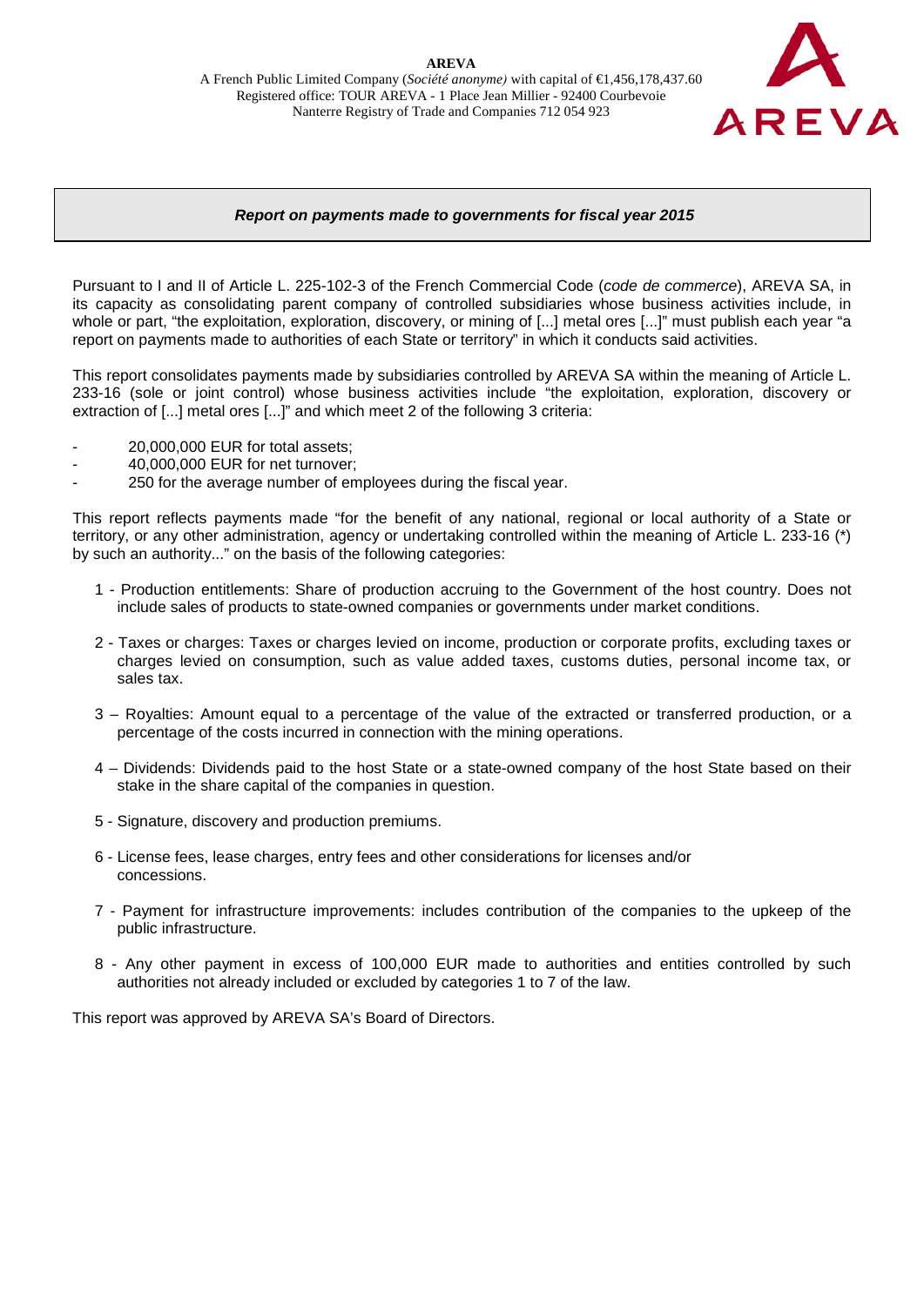**AREVA**

A French Public Limited Company (*Société anonyme)* with capital of €1,456,178,437.60
Registered office: TOUR AREVA - 1 Place Jean Millier - 92400 Courbevoie
Nanterre Registry of Trade and Companies 712 054 923

## *Report on payments made to governments for fiscal year 2015*

Pursuant to I and II of Article L. 225-102-3 of the French Commercial Code (*code de commerce*), AREVA SA, in its capacity as consolidating parent company of controlled subsidiaries whose business activities include, in whole or part, "the exploitation, exploration, discovery, or mining of [...] metal ores [...]" must publish each year "a report on payments made to authorities of each State or territory" in which it conducts said activities.

This report consolidates payments made by subsidiaries controlled by AREVA SA within the meaning of Article L. 233-16 (sole or joint control) whose business activities include "the exploitation, exploration, discovery or extraction of [...] metal ores [...]" and which meet 2 of the following 3 criteria:

- 20,000,000 EUR for total assets;
- 40,000,000 EUR for net turnover;
- 250 for the average number of employees during the fiscal year.

This report reflects payments made "for the benefit of any national, regional or local authority of a State or territory, or any other administration, agency or undertaking controlled within the meaning of Article L. 233-16 (*) by such an authority..." on the basis of the following categories:

1 - Production entitlements: Share of production accruing to the Government of the host country. Does not include sales of products to state-owned companies or governments under market conditions.

2 - Taxes or charges: Taxes or charges levied on income, production or corporate profits, excluding taxes or charges levied on consumption, such as value added taxes, customs duties, personal income tax, or sales tax.

3 – Royalties: Amount equal to a percentage of the value of the extracted or transferred production, or a percentage of the costs incurred in connection with the mining operations.

4 – Dividends: Dividends paid to the host State or a state-owned company of the host State based on their stake in the share capital of the companies in question.

5 - Signature, discovery and production premiums.

6 - License fees, lease charges, entry fees and other considerations for licenses and/or concessions.

7 - Payment for infrastructure improvements: includes contribution of the companies to the upkeep of the public infrastructure.

8 - Any other payment in excess of 100,000 EUR made to authorities and entities controlled by such authorities not already included or excluded by categories 1 to 7 of the law.

This report was approved by AREVA SA's Board of Directors.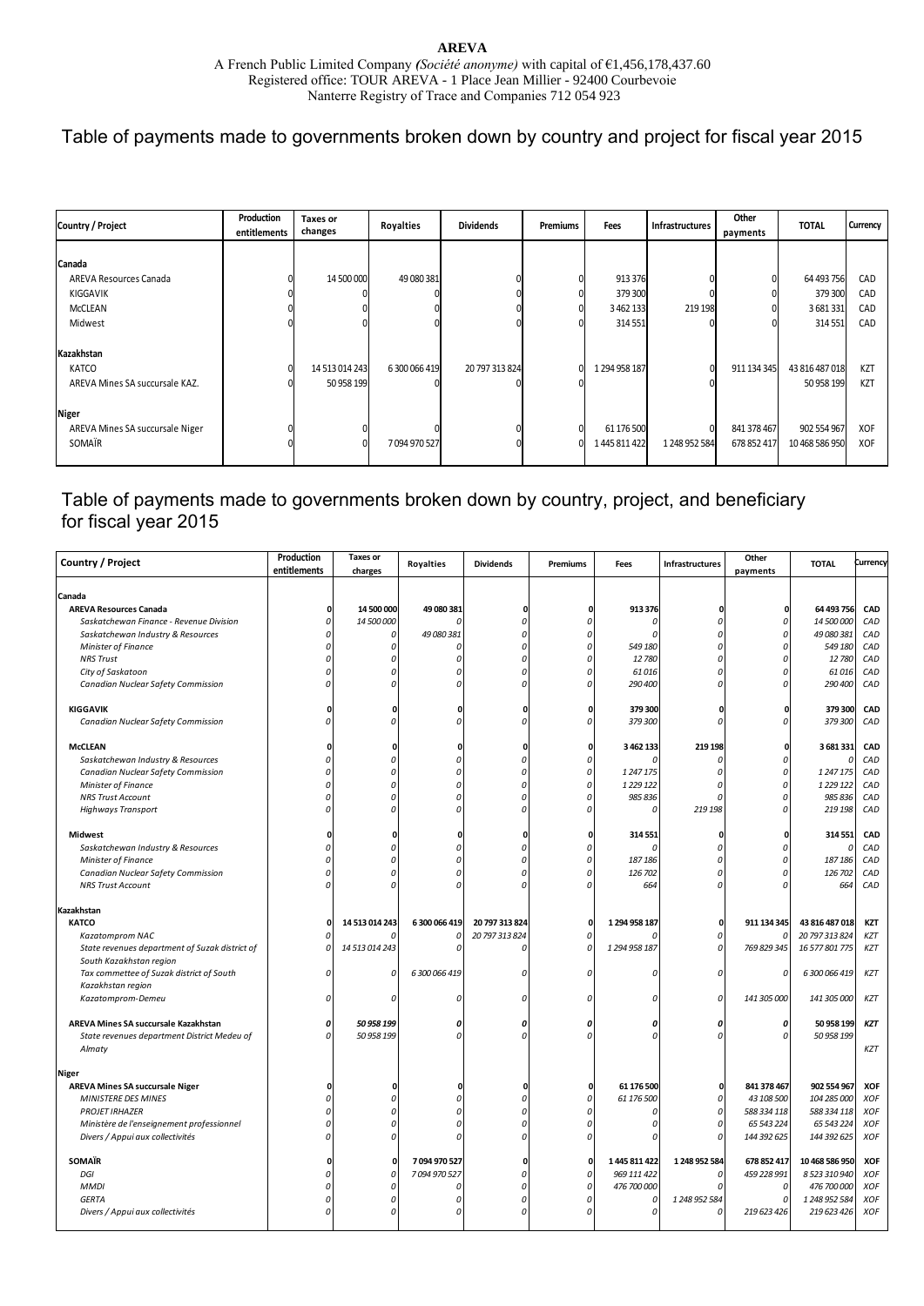**AREVA**

A French Public Limited Company *(Société anonyme)* with capital of €1,456,178,437.60
Registered office: TOUR AREVA - 1 Place Jean Millier - 92400 Courbevoie
Nanterre Registry of Trace and Companies 712 054 923

## Table of payments made to governments broken down by country and project for fiscal year 2015

| Country / Project | Production entitlements | Taxes or changes | Royalties | Dividends | Premiums | Fees | Infrastructures | Other payments | TOTAL | Currency |
|---|---|---|---|---|---|---|---|---|---|---|
| **Canada** | | | | | | | | | | |
| AREVA Resources Canada | 0 | 14 500 000 | 49 080 381 | 0 | 0 | 913 376 | 0 | 0 | 64 493 756 | CAD |
| KIGGAVIK | 0 | 0 | 0 | 0 | 0 | 379 300 | 0 | 0 | 379 300 | CAD |
| McCLEAN | 0 | 0 | 0 | 0 | 0 | 3 462 133 | 219 198 | 0 | 3 681 331 | CAD |
| Midwest | 0 | 0 | 0 | 0 | 0 | 314 551 | 0 | 0 | 314 551 | CAD |
| **Kazakhstan** | | | | | | | | | | |
| KATCO | 0 | 14 513 014 243 | 6 300 066 419 | 20 797 313 824 | 0 | 1 294 958 187 | 0 | 911 134 345 | 43 816 487 018 | KZT |
| AREVA Mines SA succursale KAZ. | 0 | 50 958 199 | 0 | 0 | 0 | | 0 | | 50 958 199 | KZT |
| **Niger** | | | | | | | | | | |
| AREVA Mines SA succursale Niger | 0 | 0 | 0 | 0 | 0 | 61 176 500 | 0 | 841 378 467 | 902 554 967 | XOF |
| SOMAÏR | 0 | 0 | 7 094 970 527 | 0 | 0 | 1 445 811 422 | 1 248 952 584 | 678 852 417 | 10 468 586 950 | XOF |

## Table of payments made to governments broken down by country, project, and beneficiary for fiscal year 2015

| Country / Project | Production entitlements | Taxes or charges | Royalties | Dividends | Premiums | Fees | Infrastructures | Other payments | TOTAL | Currency |
|---|---|---|---|---|---|---|---|---|---|---|
| **Canada** | | | | | | | | | | |
| **AREVA Resources Canada** | **0** | **14 500 000** | **49 080 381** | **0** | **0** | **913 376** | **0** | **0** | **64 493 756** | **CAD** |
| *Saskatchewan Finance - Revenue Division* | *0* | *14 500 000* | *0* | *0* | *0* | *0* | *0* | *0* | *14 500 000* | *CAD* |
| *Saskatchewan Industry & Resources* | *0* | *0* | *49 080 381* | *0* | *0* | *0* | *0* | *0* | *49 080 381* | *CAD* |
| *Minister of Finance* | *0* | *0* | *0* | *0* | *0* | *549 180* | *0* | *0* | *549 180* | *CAD* |
| *NRS Trust* | *0* | *0* | *0* | *0* | *0* | *12 780* | *0* | *0* | *12 780* | *CAD* |
| *City of Saskatoon* | *0* | *0* | *0* | *0* | *0* | *61 016* | *0* | *0* | *61 016* | *CAD* |
| *Canadian Nuclear Safety Commission* | *0* | *0* | *0* | *0* | *0* | *290 400* | *0* | *0* | *290 400* | *CAD* |
| **KIGGAVIK** | **0** | **0** | **0** | **0** | **0** | **379 300** | **0** | **0** | **379 300** | **CAD** |
| *Canadian Nuclear Safety Commission* | *0* | *0* | *0* | *0* | *0* | *379 300* | *0* | *0* | *379 300* | *CAD* |
| **McCLEAN** | **0** | **0** | **0** | **0** | **0** | **3 462 133** | **219 198** | **0** | **3 681 331** | **CAD** |
| *Saskatchewan Industry & Resources* | *0* | *0* | *0* | *0* | *0* | *0* | *0* | *0* | *0* | *CAD* |
| *Canadian Nuclear Safety Commission* | *0* | *0* | *0* | *0* | *0* | *1 247 175* | *0* | *0* | *1 247 175* | *CAD* |
| *Minister of Finance* | *0* | *0* | *0* | *0* | *0* | *1 229 122* | *0* | *0* | *1 229 122* | *CAD* |
| *NRS Trust Account* | *0* | *0* | *0* | *0* | *0* | *985 836* | *0* | *0* | *985 836* | *CAD* |
| *Highways Transport* | *0* | *0* | *0* | *0* | *0* | *0* | *219 198* | *0* | *219 198* | *CAD* |
| **Midwest** | **0** | **0** | **0** | **0** | **0** | **314 551** | **0** | **0** | **314 551** | **CAD** |
| *Saskatchewan Industry & Resources* | *0* | *0* | *0* | *0* | *0* | *0* | *0* | *0* | *0* | *CAD* |
| *Minister of Finance* | *0* | *0* | *0* | *0* | *0* | *187 186* | *0* | *0* | *187 186* | *CAD* |
| *Canadian Nuclear Safety Commission* | *0* | *0* | *0* | *0* | *0* | *126 702* | *0* | *0* | *126 702* | *CAD* |
| *NRS Trust Account* | *0* | *0* | *0* | *0* | *0* | *664* | *0* | *0* | *664* | *CAD* |
| **Kazakhstan** | | | | | | | | | | |
| **KATCO** | **0** | **14 513 014 243** | **6 300 066 419** | **20 797 313 824** | **0** | **1 294 958 187** | **0** | **911 134 345** | **43 816 487 018** | **KZT** |
| *Kazatomprom NAC* | *0* | *0* | *0* | *20 797 313 824* | *0* | *0* | *0* | *0* | *20 797 313 824* | *KZT* |
| *State revenues department of Suzak district of South Kazakhstan region* | *0* | *14 513 014 243* | *0* | *0* | *0* | *1 294 958 187* | *0* | *769 829 345* | *16 577 801 775* | *KZT* |
| *Tax commettee of Suzak district of South Kazakhstan region* | *0* | *0* | *6 300 066 419* | *0* | *0* | *0* | *0* | *0* | *6 300 066 419* | *KZT* |
| *Kazatomprom-Demeu* | *0* | *0* | *0* | *0* | *0* | *0* | *0* | *141 305 000* | *141 305 000* | *KZT* |
| **AREVA Mines SA succursale Kazakhstan** | ***0*** | ***50 958 199*** | ***0*** | ***0*** | ***0*** | ***0*** | ***0*** | ***0*** | **50 958 199** | ***KZT*** |
| *State revenues department District Medeu of Almaty* | *0* | *50 958 199* | *0* | *0* | *0* | *0* | *0* | *0* | *50 958 199* | *KZT* |
| **Niger** | | | | | | | | | | |
| **AREVA Mines SA succursale Niger** | **0** | **0** | **0** | **0** | **0** | **61 176 500** | **0** | **841 378 467** | **902 554 967** | **XOF** |
| *MINISTERE DES MINES* | *0* | *0* | *0* | *0* | *0* | *61 176 500* | *0* | *43 108 500* | *104 285 000* | *XOF* |
| *PROJET IRHAZER* | *0* | *0* | *0* | *0* | *0* | *0* | *0* | *588 334 118* | *588 334 118* | *XOF* |
| *Ministère de l'enseignement professionnel* | *0* | *0* | *0* | *0* | *0* | *0* | *0* | *65 543 224* | *65 543 224* | *XOF* |
| *Divers / Appui aux collectivités* | *0* | *0* | *0* | *0* | *0* | *0* | *0* | *144 392 625* | *144 392 625* | *XOF* |
| **SOMAÏR** | **0** | **0** | **7 094 970 527** | **0** | **0** | **1 445 811 422** | **1 248 952 584** | **678 852 417** | **10 468 586 950** | **XOF** |
| *DGI* | *0* | *0* | *7 094 970 527* | *0* | *0* | *969 111 422* | *0* | *459 228 991* | *8 523 310 940* | *XOF* |
| *MMDI* | *0* | *0* | *0* | *0* | *0* | *476 700 000* | *0* | *0* | *476 700 000* | *XOF* |
| *GERTA* | *0* | *0* | *0* | *0* | *0* | *0* | *1 248 952 584* | *0* | *1 248 952 584* | *XOF* |
| *Divers / Appui aux collectivités* | *0* | *0* | *0* | *0* | *0* | *0* | *0* | *219 623 426* | *219 623 426* | *XOF* |